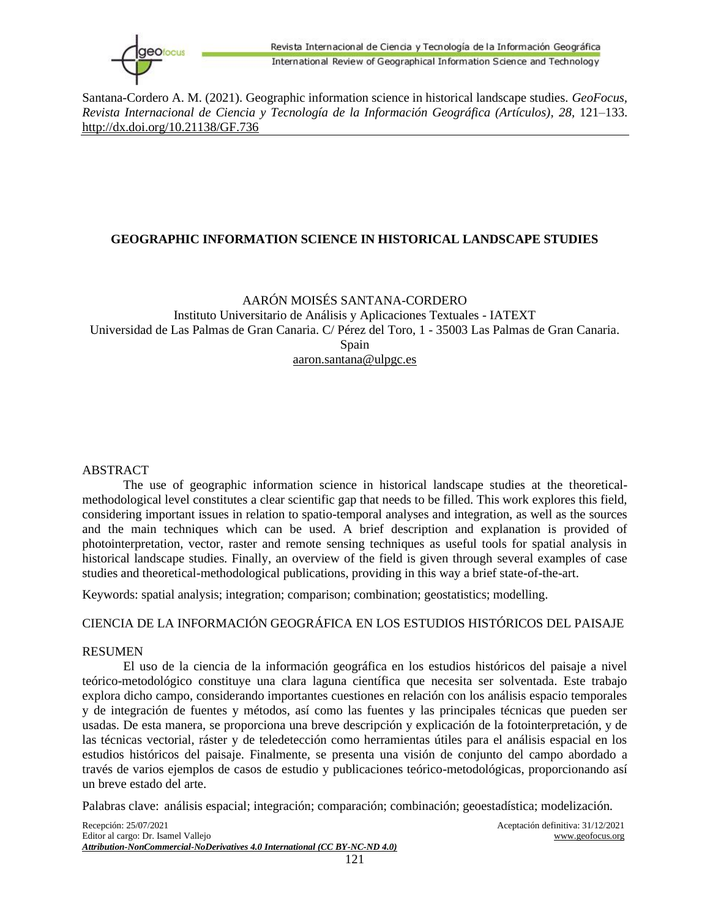Santana-Cordero A. M. (2021). Geographic information science in historical landscape studies. *GeoFocus, Revista Internacional de Ciencia y Tecnología de la Información Geográfica (Artículos), 28*, 121–133. http://dx.doi.org/10.21138/GF.736

# GEOGRAPHIC INFORMATION SCIENCE IN HISTORICAL LANDSCAPE STUDIES

AARÓN MOISÉS SANTANA-CORDERO
Instituto Universitario de Análisis y Aplicaciones Textuales - IATEXT
Universidad de Las Palmas de Gran Canaria. C/ Pérez del Toro, 1 - 35003 Las Palmas de Gran Canaria. Spain
aaron.santana@ulpgc.es

## ABSTRACT

The use of geographic information science in historical landscape studies at the theoretical-methodological level constitutes a clear scientific gap that needs to be filled. This work explores this field, considering important issues in relation to spatio-temporal analyses and integration, as well as the sources and the main techniques which can be used. A brief description and explanation is provided of photointerpretation, vector, raster and remote sensing techniques as useful tools for spatial analysis in historical landscape studies. Finally, an overview of the field is given through several examples of case studies and theoretical-methodological publications, providing in this way a brief state-of-the-art.

Keywords: spatial analysis; integration; comparison; combination; geostatistics; modelling.

## CIENCIA DE LA INFORMACIÓN GEOGRÁFICA EN LOS ESTUDIOS HISTÓRICOS DEL PAISAJE

## RESUMEN

El uso de la ciencia de la información geográfica en los estudios históricos del paisaje a nivel teórico-metodológico constituye una clara laguna científica que necesita ser solventada. Este trabajo explora dicho campo, considerando importantes cuestiones en relación con los análisis espacio temporales y de integración de fuentes y métodos, así como las fuentes y las principales técnicas que pueden ser usadas. De esta manera, se proporciona una breve descripción y explicación de la fotointerpretación, y de las técnicas vectorial, ráster y de teledetección como herramientas útiles para el análisis espacial en los estudios históricos del paisaje. Finalmente, se presenta una visión de conjunto del campo abordado a través de varios ejemplos de casos de estudio y publicaciones teórico-metodológicas, proporcionando así un breve estado del arte.

Palabras clave: análisis espacial; integración; comparación; combinación; geoestadística; modelización.

Recepción: 25/07/2021
Editor al cargo: Dr. Isamel Vallejo
Aceptación definitiva: 31/12/2021
www.geofocus.org

***Attribution-NonCommercial-NoDerivatives 4.0 International (CC BY-NC-ND 4.0)***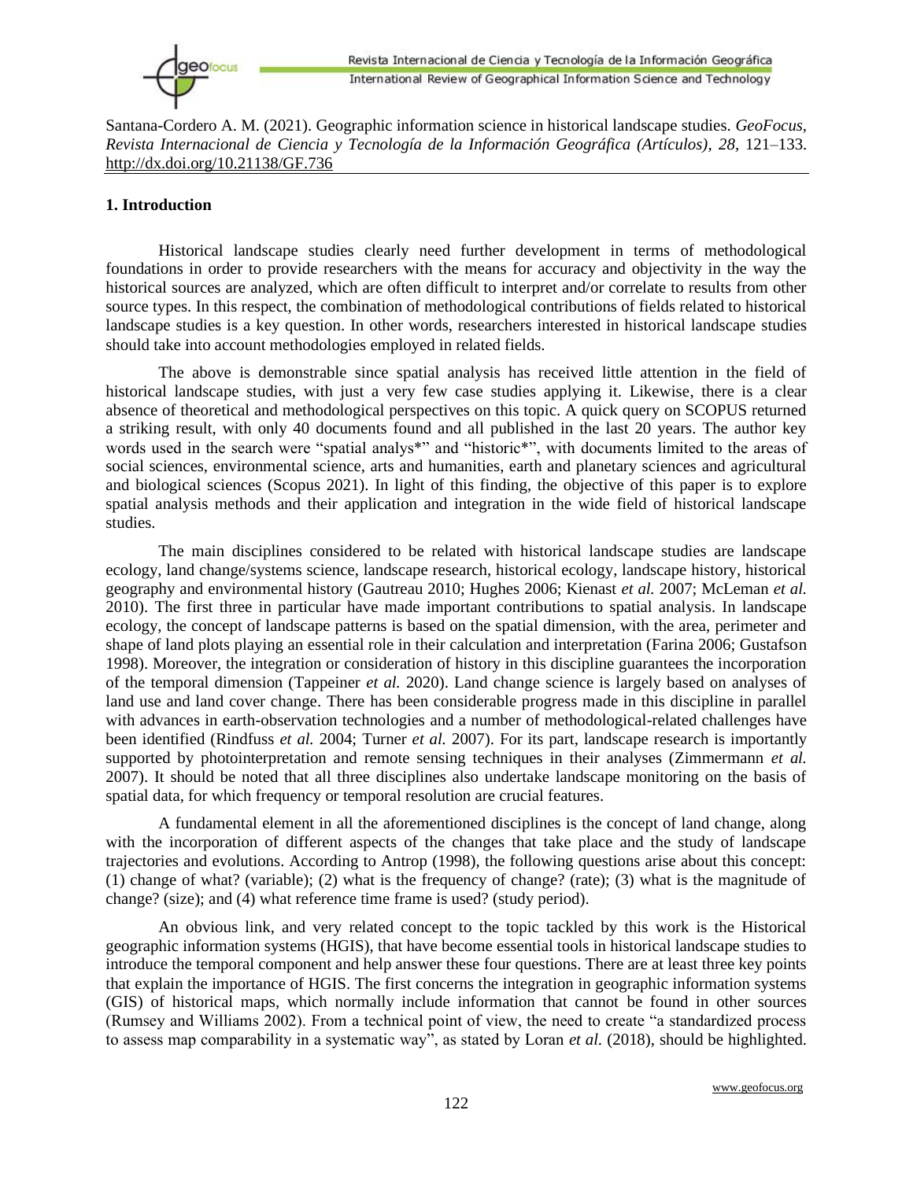Santana-Cordero A. M. (2021). Geographic information science in historical landscape studies. *GeoFocus, Revista Internacional de Ciencia y Tecnología de la Información Geográfica (Artículos), 28*, 121–133. http://dx.doi.org/10.21138/GF.736

## 1. Introduction

Historical landscape studies clearly need further development in terms of methodological foundations in order to provide researchers with the means for accuracy and objectivity in the way the historical sources are analyzed, which are often difficult to interpret and/or correlate to results from other source types. In this respect, the combination of methodological contributions of fields related to historical landscape studies is a key question. In other words, researchers interested in historical landscape studies should take into account methodologies employed in related fields.

The above is demonstrable since spatial analysis has received little attention in the field of historical landscape studies, with just a very few case studies applying it. Likewise, there is a clear absence of theoretical and methodological perspectives on this topic. A quick query on SCOPUS returned a striking result, with only 40 documents found and all published in the last 20 years. The author key words used in the search were "spatial analys*" and "historic*", with documents limited to the areas of social sciences, environmental science, arts and humanities, earth and planetary sciences and agricultural and biological sciences (Scopus 2021). In light of this finding, the objective of this paper is to explore spatial analysis methods and their application and integration in the wide field of historical landscape studies.

The main disciplines considered to be related with historical landscape studies are landscape ecology, land change/systems science, landscape research, historical ecology, landscape history, historical geography and environmental history (Gautreau 2010; Hughes 2006; Kienast *et al.* 2007; McLeman *et al.* 2010). The first three in particular have made important contributions to spatial analysis. In landscape ecology, the concept of landscape patterns is based on the spatial dimension, with the area, perimeter and shape of land plots playing an essential role in their calculation and interpretation (Farina 2006; Gustafson 1998). Moreover, the integration or consideration of history in this discipline guarantees the incorporation of the temporal dimension (Tappeiner *et al.* 2020). Land change science is largely based on analyses of land use and land cover change. There has been considerable progress made in this discipline in parallel with advances in earth-observation technologies and a number of methodological-related challenges have been identified (Rindfuss *et al.* 2004; Turner *et al.* 2007). For its part, landscape research is importantly supported by photointerpretation and remote sensing techniques in their analyses (Zimmermann *et al.* 2007). It should be noted that all three disciplines also undertake landscape monitoring on the basis of spatial data, for which frequency or temporal resolution are crucial features.

A fundamental element in all the aforementioned disciplines is the concept of land change, along with the incorporation of different aspects of the changes that take place and the study of landscape trajectories and evolutions. According to Antrop (1998), the following questions arise about this concept: (1) change of what? (variable); (2) what is the frequency of change? (rate); (3) what is the magnitude of change? (size); and (4) what reference time frame is used? (study period).

An obvious link, and very related concept to the topic tackled by this work is the Historical geographic information systems (HGIS), that have become essential tools in historical landscape studies to introduce the temporal component and help answer these four questions. There are at least three key points that explain the importance of HGIS. The first concerns the integration in geographic information systems (GIS) of historical maps, which normally include information that cannot be found in other sources (Rumsey and Williams 2002). From a technical point of view, the need to create "a standardized process to assess map comparability in a systematic way", as stated by Loran *et al.* (2018), should be highlighted.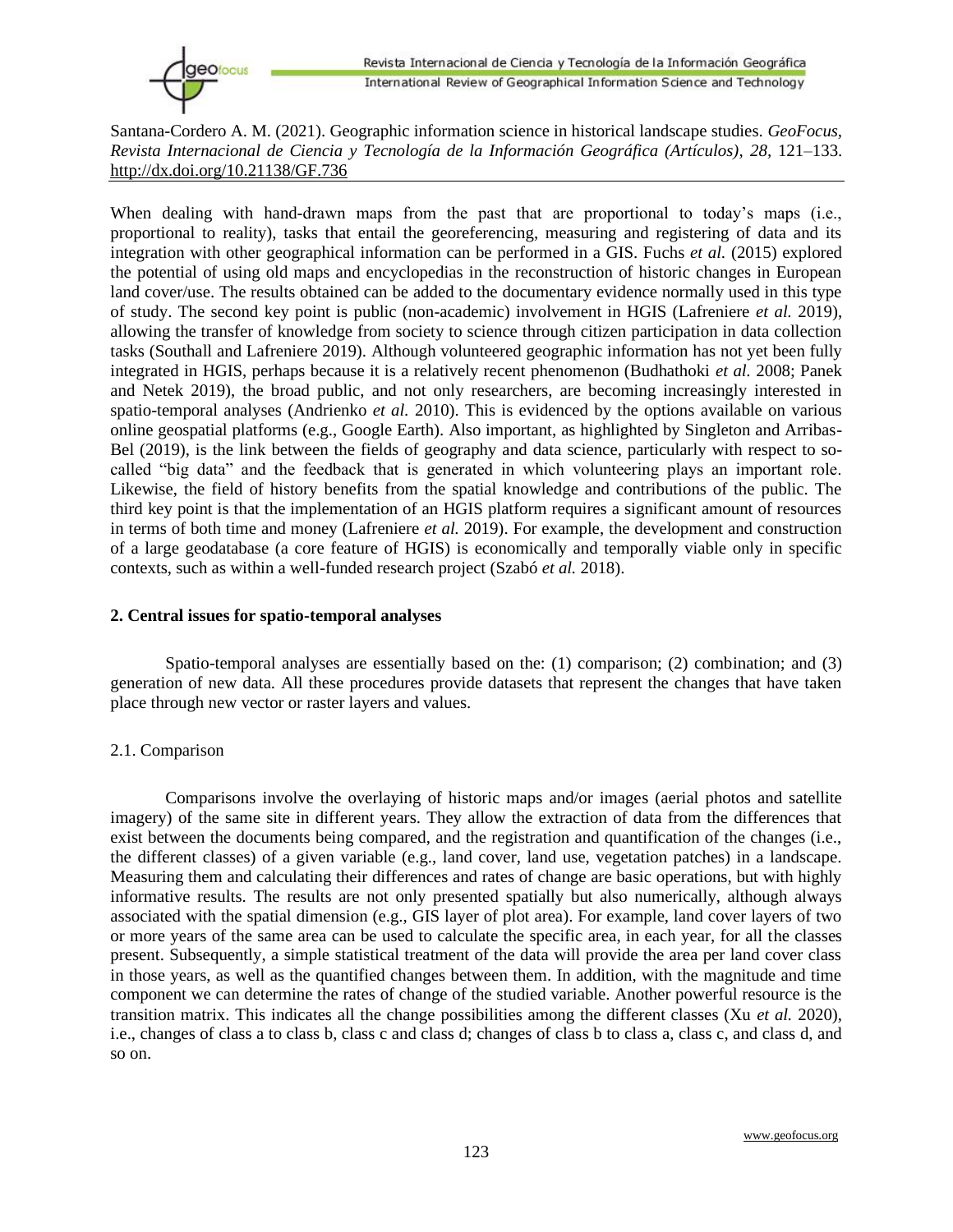When dealing with hand-drawn maps from the past that are proportional to today's maps (i.e., proportional to reality), tasks that entail the georeferencing, measuring and registering of data and its integration with other geographical information can be performed in a GIS. Fuchs *et al.* (2015) explored the potential of using old maps and encyclopedias in the reconstruction of historic changes in European land cover/use. The results obtained can be added to the documentary evidence normally used in this type of study. The second key point is public (non-academic) involvement in HGIS (Lafreniere *et al.* 2019), allowing the transfer of knowledge from society to science through citizen participation in data collection tasks (Southall and Lafreniere 2019). Although volunteered geographic information has not yet been fully integrated in HGIS, perhaps because it is a relatively recent phenomenon (Budhathoki *et al.* 2008; Panek and Netek 2019), the broad public, and not only researchers, are becoming increasingly interested in spatio-temporal analyses (Andrienko *et al.* 2010). This is evidenced by the options available on various online geospatial platforms (e.g., Google Earth). Also important, as highlighted by Singleton and Arribas-Bel (2019), is the link between the fields of geography and data science, particularly with respect to so-called "big data" and the feedback that is generated in which volunteering plays an important role. Likewise, the field of history benefits from the spatial knowledge and contributions of the public. The third key point is that the implementation of an HGIS platform requires a significant amount of resources in terms of both time and money (Lafreniere *et al.* 2019). For example, the development and construction of a large geodatabase (a core feature of HGIS) is economically and temporally viable only in specific contexts, such as within a well-funded research project (Szabó *et al.* 2018).

## 2. Central issues for spatio-temporal analyses

Spatio-temporal analyses are essentially based on the: (1) comparison; (2) combination; and (3) generation of new data. All these procedures provide datasets that represent the changes that have taken place through new vector or raster layers and values.

### 2.1. Comparison

Comparisons involve the overlaying of historic maps and/or images (aerial photos and satellite imagery) of the same site in different years. They allow the extraction of data from the differences that exist between the documents being compared, and the registration and quantification of the changes (i.e., the different classes) of a given variable (e.g., land cover, land use, vegetation patches) in a landscape. Measuring them and calculating their differences and rates of change are basic operations, but with highly informative results. The results are not only presented spatially but also numerically, although always associated with the spatial dimension (e.g., GIS layer of plot area). For example, land cover layers of two or more years of the same area can be used to calculate the specific area, in each year, for all the classes present. Subsequently, a simple statistical treatment of the data will provide the area per land cover class in those years, as well as the quantified changes between them. In addition, with the magnitude and time component we can determine the rates of change of the studied variable. Another powerful resource is the transition matrix. This indicates all the change possibilities among the different classes (Xu *et al.* 2020), i.e., changes of class a to class b, class c and class d; changes of class b to class a, class c, and class d, and so on.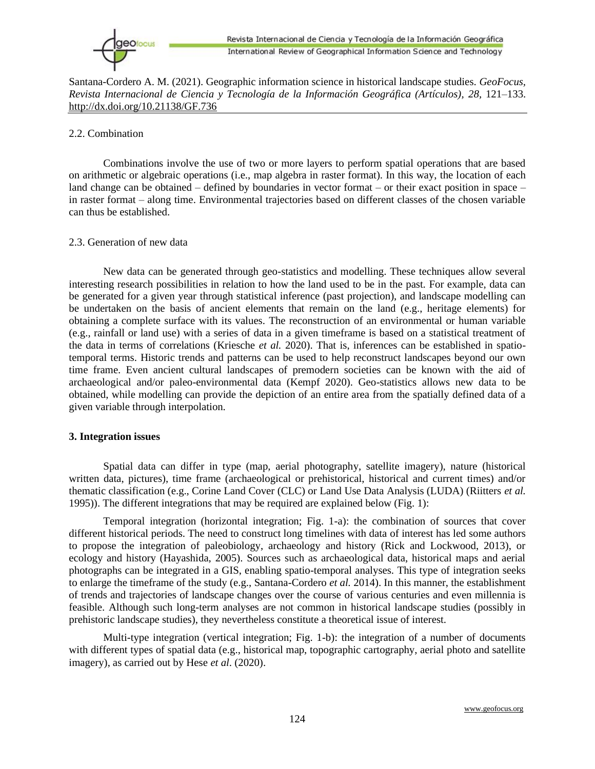### 2.2. Combination

Combinations involve the use of two or more layers to perform spatial operations that are based on arithmetic or algebraic operations (i.e., map algebra in raster format). In this way, the location of each land change can be obtained – defined by boundaries in vector format – or their exact position in space – in raster format – along time. Environmental trajectories based on different classes of the chosen variable can thus be established.

### 2.3. Generation of new data

New data can be generated through geo-statistics and modelling. These techniques allow several interesting research possibilities in relation to how the land used to be in the past. For example, data can be generated for a given year through statistical inference (past projection), and landscape modelling can be undertaken on the basis of ancient elements that remain on the land (e.g., heritage elements) for obtaining a complete surface with its values. The reconstruction of an environmental or human variable (e.g., rainfall or land use) with a series of data in a given timeframe is based on a statistical treatment of the data in terms of correlations (Kriesche *et al.* 2020). That is, inferences can be established in spatio-temporal terms. Historic trends and patterns can be used to help reconstruct landscapes beyond our own time frame. Even ancient cultural landscapes of premodern societies can be known with the aid of archaeological and/or paleo-environmental data (Kempf 2020). Geo-statistics allows new data to be obtained, while modelling can provide the depiction of an entire area from the spatially defined data of a given variable through interpolation.

## 3. Integration issues

Spatial data can differ in type (map, aerial photography, satellite imagery), nature (historical written data, pictures), time frame (archaeological or prehistorical, historical and current times) and/or thematic classification (e.g., Corine Land Cover (CLC) or Land Use Data Analysis (LUDA) (Riitters *et al.* 1995)). The different integrations that may be required are explained below (Fig. 1):

Temporal integration (horizontal integration; Fig. 1-a): the combination of sources that cover different historical periods. The need to construct long timelines with data of interest has led some authors to propose the integration of paleobiology, archaeology and history (Rick and Lockwood, 2013), or ecology and history (Hayashida, 2005). Sources such as archaeological data, historical maps and aerial photographs can be integrated in a GIS, enabling spatio-temporal analyses. This type of integration seeks to enlarge the timeframe of the study (e.g., Santana-Cordero *et al.* 2014). In this manner, the establishment of trends and trajectories of landscape changes over the course of various centuries and even millennia is feasible. Although such long-term analyses are not common in historical landscape studies (possibly in prehistoric landscape studies), they nevertheless constitute a theoretical issue of interest.

Multi-type integration (vertical integration; Fig. 1-b): the integration of a number of documents with different types of spatial data (e.g., historical map, topographic cartography, aerial photo and satellite imagery), as carried out by Hese *et al*. (2020).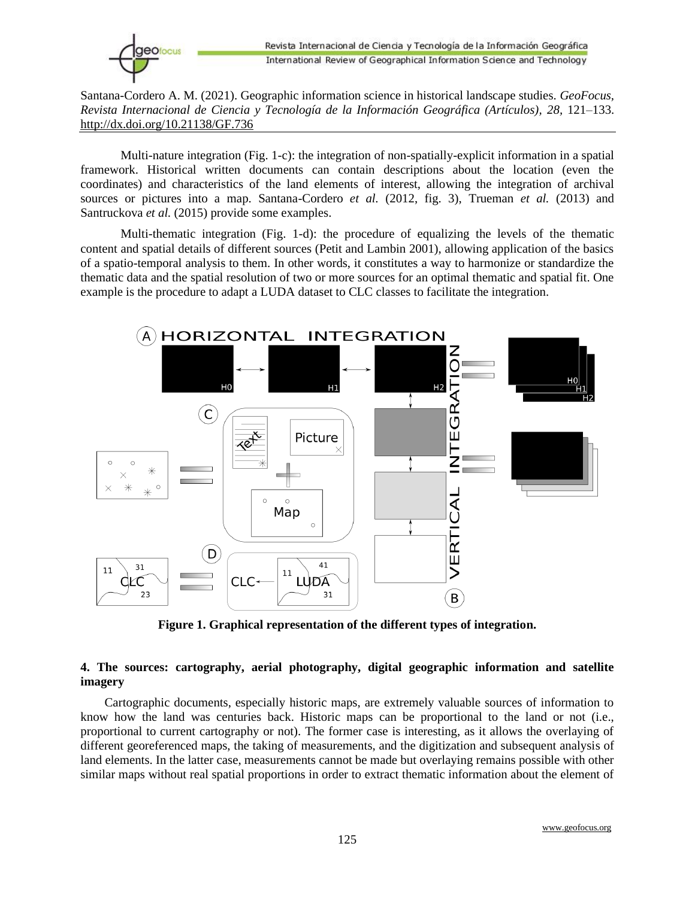Multi-nature integration (Fig. 1-c): the integration of non-spatially-explicit information in a spatial framework. Historical written documents can contain descriptions about the location (even the coordinates) and characteristics of the land elements of interest, allowing the integration of archival sources or pictures into a map. Santana-Cordero *et al.* (2012, fig. 3), Trueman *et al.* (2013) and Santruckova *et al.* (2015) provide some examples.

Multi-thematic integration (Fig. 1-d): the procedure of equalizing the levels of the thematic content and spatial details of different sources (Petit and Lambin 2001), allowing application of the basics of a spatio-temporal analysis to them. In other words, it constitutes a way to harmonize or standardize the thematic data and the spatial resolution of two or more sources for an optimal thematic and spatial fit. One example is the procedure to adapt a LUDA dataset to CLC classes to facilitate the integration.

**Figure 1. Graphical representation of the different types of integration.**

## 4. The sources: cartography, aerial photography, digital geographic information and satellite imagery

Cartographic documents, especially historic maps, are extremely valuable sources of information to know how the land was centuries back. Historic maps can be proportional to the land or not (i.e., proportional to current cartography or not). The former case is interesting, as it allows the overlaying of different georeferenced maps, the taking of measurements, and the digitization and subsequent analysis of land elements. In the latter case, measurements cannot be made but overlaying remains possible with other similar maps without real spatial proportions in order to extract thematic information about the element of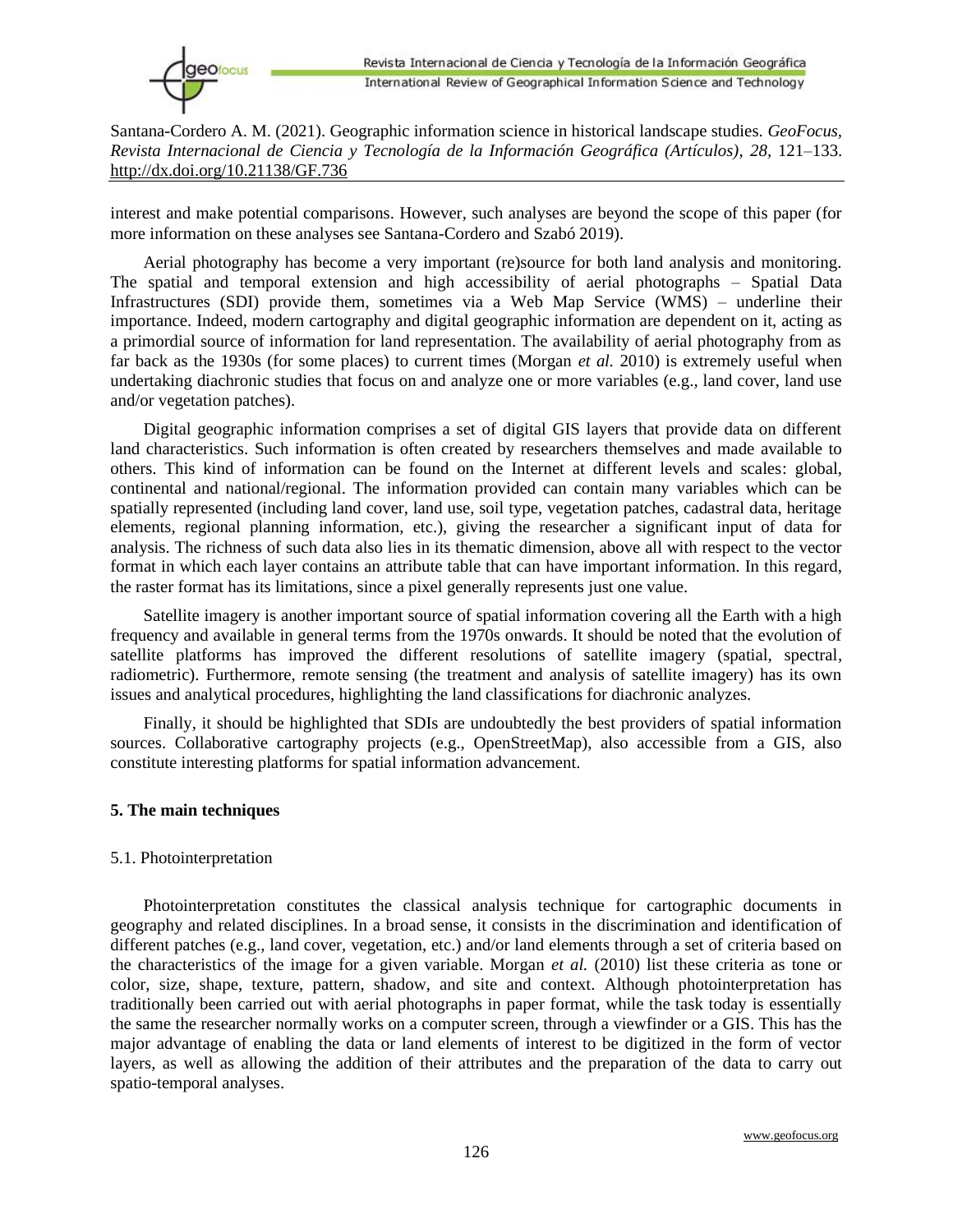interest and make potential comparisons. However, such analyses are beyond the scope of this paper (for more information on these analyses see Santana-Cordero and Szabó 2019).

Aerial photography has become a very important (re)source for both land analysis and monitoring. The spatial and temporal extension and high accessibility of aerial photographs – Spatial Data Infrastructures (SDI) provide them, sometimes via a Web Map Service (WMS) – underline their importance. Indeed, modern cartography and digital geographic information are dependent on it, acting as a primordial source of information for land representation. The availability of aerial photography from as far back as the 1930s (for some places) to current times (Morgan *et al.* 2010) is extremely useful when undertaking diachronic studies that focus on and analyze one or more variables (e.g., land cover, land use and/or vegetation patches).

Digital geographic information comprises a set of digital GIS layers that provide data on different land characteristics. Such information is often created by researchers themselves and made available to others. This kind of information can be found on the Internet at different levels and scales: global, continental and national/regional. The information provided can contain many variables which can be spatially represented (including land cover, land use, soil type, vegetation patches, cadastral data, heritage elements, regional planning information, etc.), giving the researcher a significant input of data for analysis. The richness of such data also lies in its thematic dimension, above all with respect to the vector format in which each layer contains an attribute table that can have important information. In this regard, the raster format has its limitations, since a pixel generally represents just one value.

Satellite imagery is another important source of spatial information covering all the Earth with a high frequency and available in general terms from the 1970s onwards. It should be noted that the evolution of satellite platforms has improved the different resolutions of satellite imagery (spatial, spectral, radiometric). Furthermore, remote sensing (the treatment and analysis of satellite imagery) has its own issues and analytical procedures, highlighting the land classifications for diachronic analyzes.

Finally, it should be highlighted that SDIs are undoubtedly the best providers of spatial information sources. Collaborative cartography projects (e.g., OpenStreetMap), also accessible from a GIS, also constitute interesting platforms for spatial information advancement.

## 5. The main techniques

### 5.1. Photointerpretation

Photointerpretation constitutes the classical analysis technique for cartographic documents in geography and related disciplines. In a broad sense, it consists in the discrimination and identification of different patches (e.g., land cover, vegetation, etc.) and/or land elements through a set of criteria based on the characteristics of the image for a given variable. Morgan *et al.* (2010) list these criteria as tone or color, size, shape, texture, pattern, shadow, and site and context. Although photointerpretation has traditionally been carried out with aerial photographs in paper format, while the task today is essentially the same the researcher normally works on a computer screen, through a viewfinder or a GIS. This has the major advantage of enabling the data or land elements of interest to be digitized in the form of vector layers, as well as allowing the addition of their attributes and the preparation of the data to carry out spatio-temporal analyses.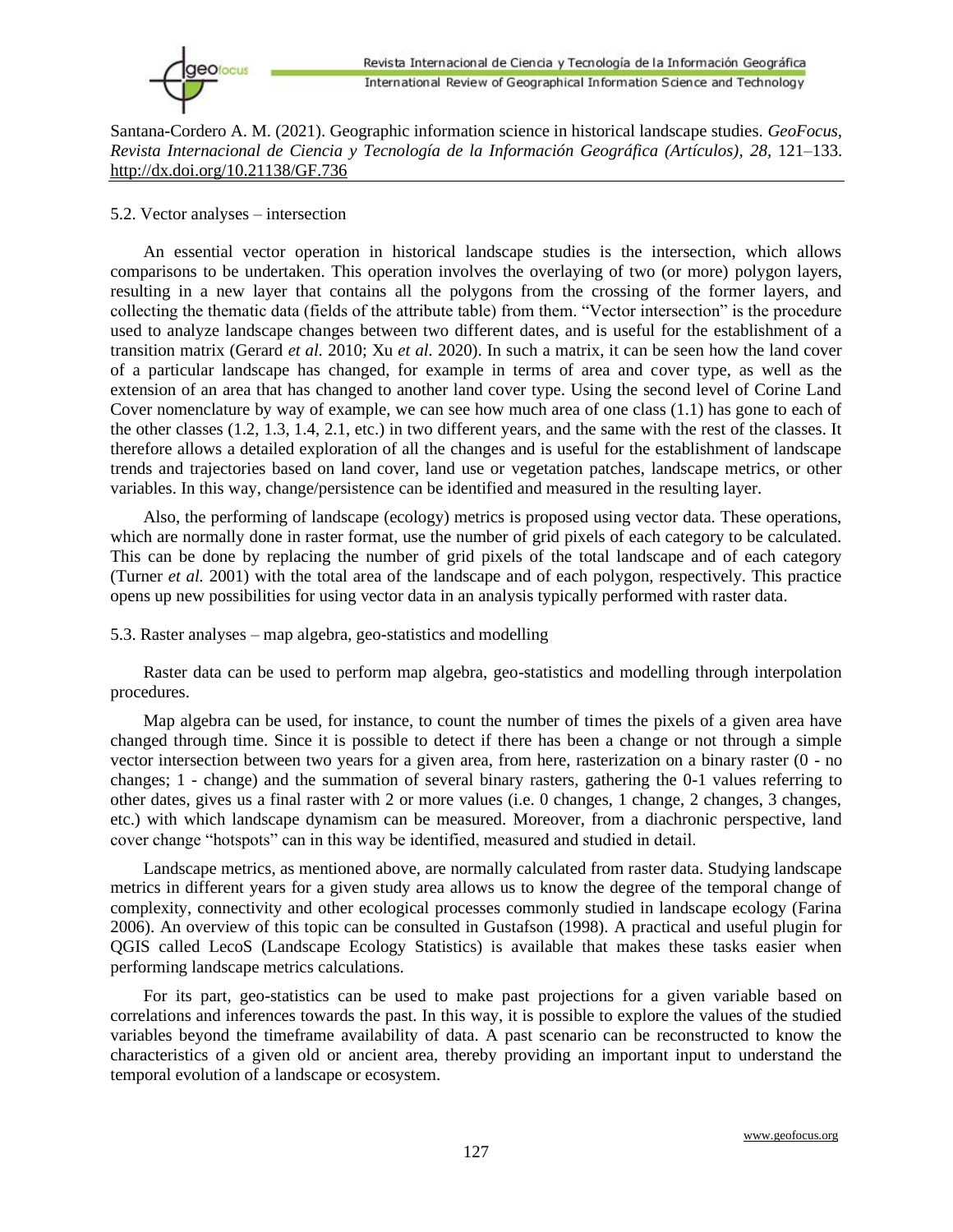### 5.2. Vector analyses – intersection

An essential vector operation in historical landscape studies is the intersection, which allows comparisons to be undertaken. This operation involves the overlaying of two (or more) polygon layers, resulting in a new layer that contains all the polygons from the crossing of the former layers, and collecting the thematic data (fields of the attribute table) from them. "Vector intersection" is the procedure used to analyze landscape changes between two different dates, and is useful for the establishment of a transition matrix (Gerard *et al.* 2010; Xu *et al.* 2020). In such a matrix, it can be seen how the land cover of a particular landscape has changed, for example in terms of area and cover type, as well as the extension of an area that has changed to another land cover type. Using the second level of Corine Land Cover nomenclature by way of example, we can see how much area of one class (1.1) has gone to each of the other classes (1.2, 1.3, 1.4, 2.1, etc.) in two different years, and the same with the rest of the classes. It therefore allows a detailed exploration of all the changes and is useful for the establishment of landscape trends and trajectories based on land cover, land use or vegetation patches, landscape metrics, or other variables. In this way, change/persistence can be identified and measured in the resulting layer.

Also, the performing of landscape (ecology) metrics is proposed using vector data. These operations, which are normally done in raster format, use the number of grid pixels of each category to be calculated. This can be done by replacing the number of grid pixels of the total landscape and of each category (Turner *et al.* 2001) with the total area of the landscape and of each polygon, respectively. This practice opens up new possibilities for using vector data in an analysis typically performed with raster data.

### 5.3. Raster analyses – map algebra, geo-statistics and modelling

Raster data can be used to perform map algebra, geo-statistics and modelling through interpolation procedures.

Map algebra can be used, for instance, to count the number of times the pixels of a given area have changed through time. Since it is possible to detect if there has been a change or not through a simple vector intersection between two years for a given area, from here, rasterization on a binary raster (0 - no changes; 1 - change) and the summation of several binary rasters, gathering the 0-1 values referring to other dates, gives us a final raster with 2 or more values (i.e. 0 changes, 1 change, 2 changes, 3 changes, etc.) with which landscape dynamism can be measured. Moreover, from a diachronic perspective, land cover change "hotspots" can in this way be identified, measured and studied in detail.

Landscape metrics, as mentioned above, are normally calculated from raster data. Studying landscape metrics in different years for a given study area allows us to know the degree of the temporal change of complexity, connectivity and other ecological processes commonly studied in landscape ecology (Farina 2006). An overview of this topic can be consulted in Gustafson (1998). A practical and useful plugin for QGIS called LecoS (Landscape Ecology Statistics) is available that makes these tasks easier when performing landscape metrics calculations.

For its part, geo-statistics can be used to make past projections for a given variable based on correlations and inferences towards the past. In this way, it is possible to explore the values of the studied variables beyond the timeframe availability of data. A past scenario can be reconstructed to know the characteristics of a given old or ancient area, thereby providing an important input to understand the temporal evolution of a landscape or ecosystem.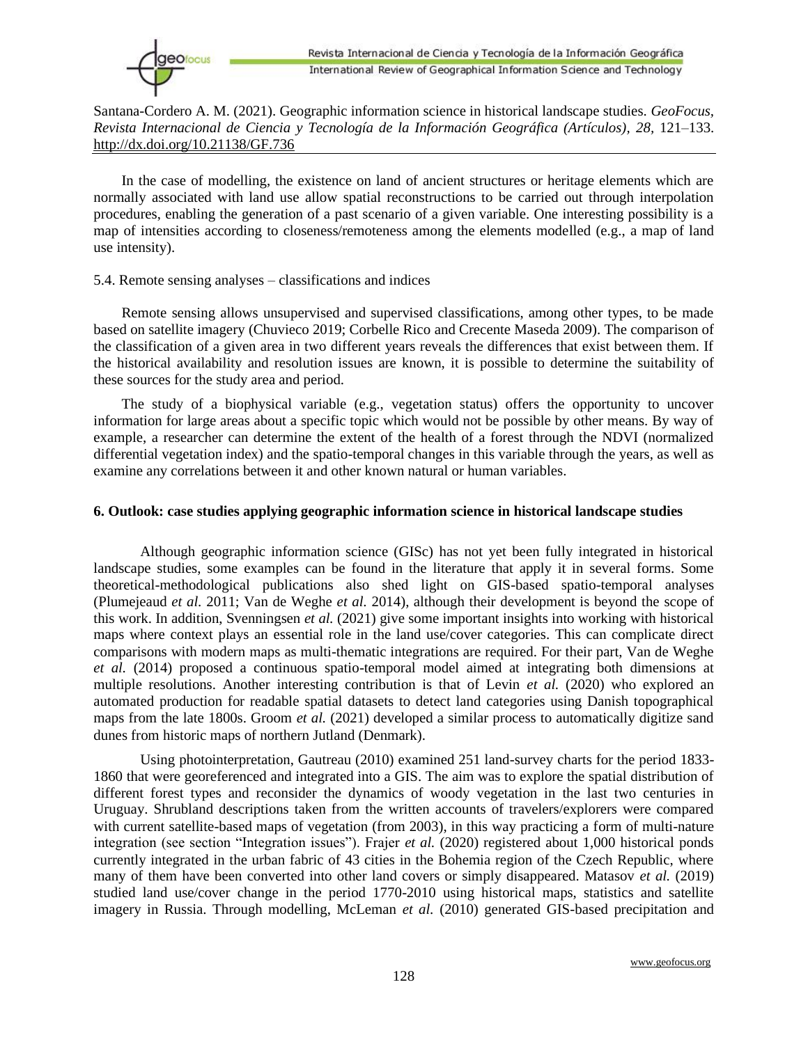In the case of modelling, the existence on land of ancient structures or heritage elements which are normally associated with land use allow spatial reconstructions to be carried out through interpolation procedures, enabling the generation of a past scenario of a given variable. One interesting possibility is a map of intensities according to closeness/remoteness among the elements modelled (e.g., a map of land use intensity).

### 5.4. Remote sensing analyses – classifications and indices

Remote sensing allows unsupervised and supervised classifications, among other types, to be made based on satellite imagery (Chuvieco 2019; Corbelle Rico and Crecente Maseda 2009). The comparison of the classification of a given area in two different years reveals the differences that exist between them. If the historical availability and resolution issues are known, it is possible to determine the suitability of these sources for the study area and period.

The study of a biophysical variable (e.g., vegetation status) offers the opportunity to uncover information for large areas about a specific topic which would not be possible by other means. By way of example, a researcher can determine the extent of the health of a forest through the NDVI (normalized differential vegetation index) and the spatio-temporal changes in this variable through the years, as well as examine any correlations between it and other known natural or human variables.

## 6. Outlook: case studies applying geographic information science in historical landscape studies

Although geographic information science (GISc) has not yet been fully integrated in historical landscape studies, some examples can be found in the literature that apply it in several forms. Some theoretical-methodological publications also shed light on GIS-based spatio-temporal analyses (Plumejeaud *et al.* 2011; Van de Weghe *et al.* 2014), although their development is beyond the scope of this work. In addition, Svenningsen *et al.* (2021) give some important insights into working with historical maps where context plays an essential role in the land use/cover categories. This can complicate direct comparisons with modern maps as multi-thematic integrations are required. For their part, Van de Weghe *et al.* (2014) proposed a continuous spatio-temporal model aimed at integrating both dimensions at multiple resolutions. Another interesting contribution is that of Levin *et al.* (2020) who explored an automated production for readable spatial datasets to detect land categories using Danish topographical maps from the late 1800s. Groom *et al.* (2021) developed a similar process to automatically digitize sand dunes from historic maps of northern Jutland (Denmark).

Using photointerpretation, Gautreau (2010) examined 251 land-survey charts for the period 1833-1860 that were georeferenced and integrated into a GIS. The aim was to explore the spatial distribution of different forest types and reconsider the dynamics of woody vegetation in the last two centuries in Uruguay. Shrubland descriptions taken from the written accounts of travelers/explorers were compared with current satellite-based maps of vegetation (from 2003), in this way practicing a form of multi-nature integration (see section "Integration issues"). Frajer *et al.* (2020) registered about 1,000 historical ponds currently integrated in the urban fabric of 43 cities in the Bohemia region of the Czech Republic, where many of them have been converted into other land covers or simply disappeared. Matasov *et al.* (2019) studied land use/cover change in the period 1770-2010 using historical maps, statistics and satellite imagery in Russia. Through modelling, McLeman *et al.* (2010) generated GIS-based precipitation and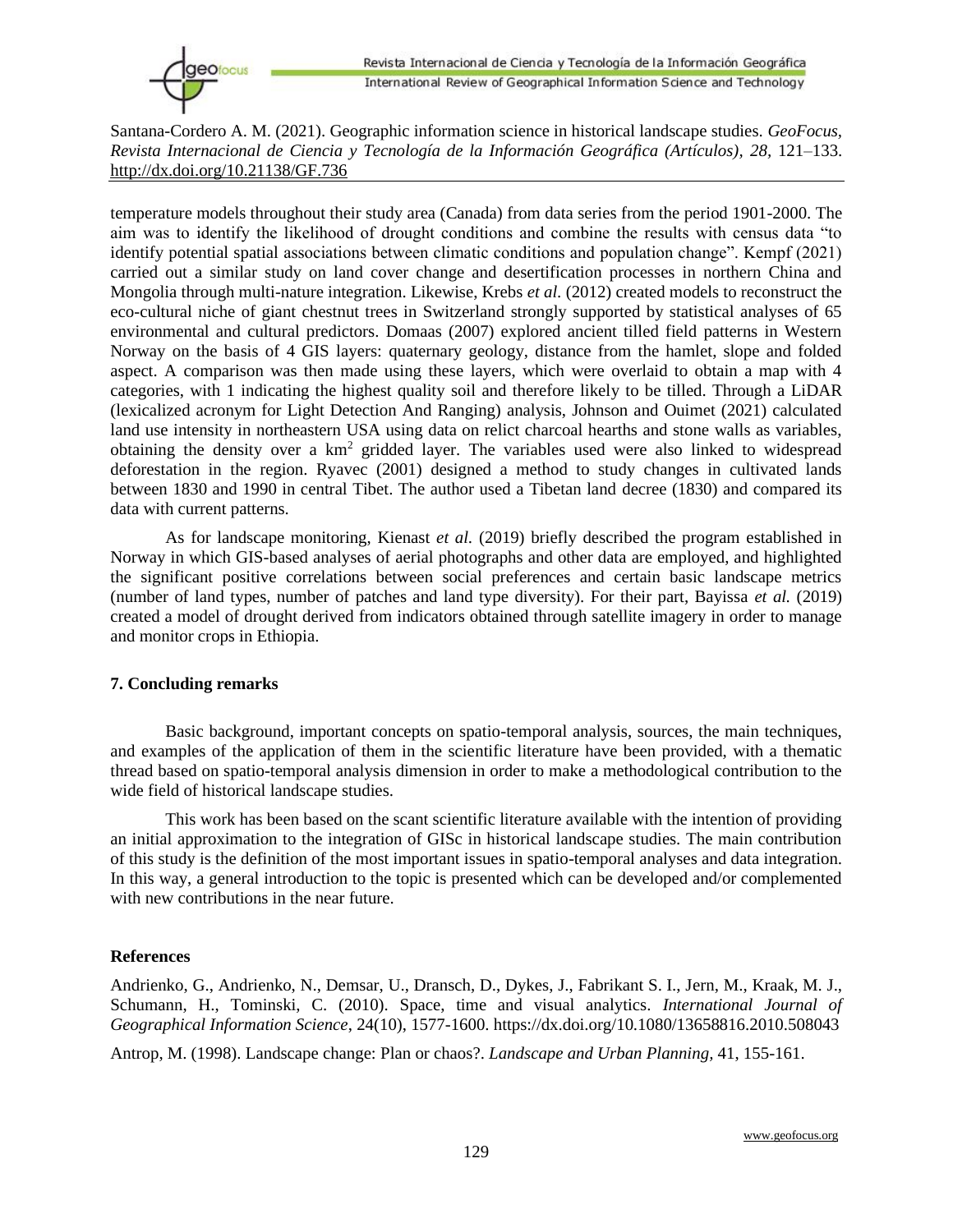temperature models throughout their study area (Canada) from data series from the period 1901-2000. The aim was to identify the likelihood of drought conditions and combine the results with census data "to identify potential spatial associations between climatic conditions and population change". Kempf (2021) carried out a similar study on land cover change and desertification processes in northern China and Mongolia through multi-nature integration. Likewise, Krebs *et al.* (2012) created models to reconstruct the eco-cultural niche of giant chestnut trees in Switzerland strongly supported by statistical analyses of 65 environmental and cultural predictors. Domaas (2007) explored ancient tilled field patterns in Western Norway on the basis of 4 GIS layers: quaternary geology, distance from the hamlet, slope and folded aspect. A comparison was then made using these layers, which were overlaid to obtain a map with 4 categories, with 1 indicating the highest quality soil and therefore likely to be tilled. Through a LiDAR (lexicalized acronym for Light Detection And Ranging) analysis, Johnson and Ouimet (2021) calculated land use intensity in northeastern USA using data on relict charcoal hearths and stone walls as variables, obtaining the density over a $km^2$ gridded layer. The variables used were also linked to widespread deforestation in the region. Ryavec (2001) designed a method to study changes in cultivated lands between 1830 and 1990 in central Tibet. The author used a Tibetan land decree (1830) and compared its data with current patterns.

As for landscape monitoring, Kienast *et al.* (2019) briefly described the program established in Norway in which GIS-based analyses of aerial photographs and other data are employed, and highlighted the significant positive correlations between social preferences and certain basic landscape metrics (number of land types, number of patches and land type diversity). For their part, Bayissa *et al.* (2019) created a model of drought derived from indicators obtained through satellite imagery in order to manage and monitor crops in Ethiopia.

## 7. Concluding remarks

Basic background, important concepts on spatio-temporal analysis, sources, the main techniques, and examples of the application of them in the scientific literature have been provided, with a thematic thread based on spatio-temporal analysis dimension in order to make a methodological contribution to the wide field of historical landscape studies.

This work has been based on the scant scientific literature available with the intention of providing an initial approximation to the integration of GISc in historical landscape studies. The main contribution of this study is the definition of the most important issues in spatio-temporal analyses and data integration. In this way, a general introduction to the topic is presented which can be developed and/or complemented with new contributions in the near future.

## References

Andrienko, G., Andrienko, N., Demsar, U., Dransch, D., Dykes, J., Fabrikant S. I., Jern, M., Kraak, M. J., Schumann, H., Tominski, C. (2010). Space, time and visual analytics. *International Journal of Geographical Information Science*, 24(10), 1577-1600. https://dx.doi.org/10.1080/13658816.2010.508043

Antrop, M. (1998). Landscape change: Plan or chaos?. *Landscape and Urban Planning*, 41, 155-161.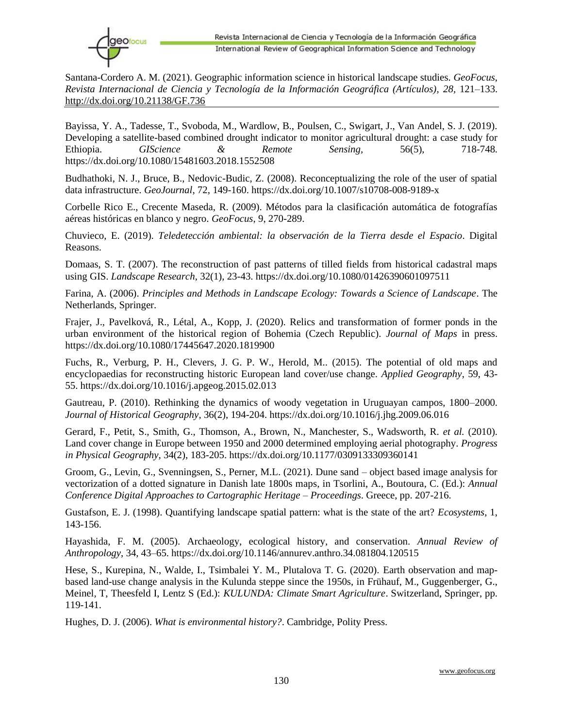Santana-Cordero A. M. (2021). Geographic information science in historical landscape studies. *GeoFocus, Revista Internacional de Ciencia y Tecnología de la Información Geográfica (Artículos), 28*, 121–133. http://dx.doi.org/10.21138/GF.736

Bayissa, Y. A., Tadesse, T., Svoboda, M., Wardlow, B., Poulsen, C., Swigart, J., Van Andel, S. J. (2019). Developing a satellite-based combined drought indicator to monitor agricultural drought: a case study for Ethiopia. *GIScience & Remote Sensing*, 56(5), 718-748. https://dx.doi.org/10.1080/15481603.2018.1552508

Budhathoki, N. J., Bruce, B., Nedovic-Budic, Z. (2008). Reconceptualizing the role of the user of spatial data infrastructure. *GeoJournal*, 72, 149-160. https://dx.doi.org/10.1007/s10708-008-9189-x

Corbelle Rico E., Crecente Maseda, R. (2009). Métodos para la clasificación automática de fotografías aéreas históricas en blanco y negro. *GeoFocus*, 9, 270-289.

Chuvieco, E. (2019). *Teledetección ambiental: la observación de la Tierra desde el Espacio*. Digital Reasons.

Domaas, S. T. (2007). The reconstruction of past patterns of tilled fields from historical cadastral maps using GIS. *Landscape Research*, 32(1), 23-43. https://dx.doi.org/10.1080/01426390601097511

Farina, A. (2006). *Principles and Methods in Landscape Ecology: Towards a Science of Landscape*. The Netherlands, Springer.

Frajer, J., Pavelková, R., Létal, A., Kopp, J. (2020). Relics and transformation of former ponds in the urban environment of the historical region of Bohemia (Czech Republic). *Journal of Maps* in press. https://dx.doi.org/10.1080/17445647.2020.1819900

Fuchs, R., Verburg, P. H., Clevers, J. G. P. W., Herold, M.. (2015). The potential of old maps and encyclopaedias for reconstructing historic European land cover/use change. *Applied Geography*, 59, 43-55. https://dx.doi.org/10.1016/j.apgeog.2015.02.013

Gautreau, P. (2010). Rethinking the dynamics of woody vegetation in Uruguayan campos, 1800–2000. *Journal of Historical Geography*, 36(2), 194-204. https://dx.doi.org/10.1016/j.jhg.2009.06.016

Gerard, F., Petit, S., Smith, G., Thomson, A., Brown, N., Manchester, S., Wadsworth, R. *et al.* (2010). Land cover change in Europe between 1950 and 2000 determined employing aerial photography. *Progress in Physical Geography*, 34(2), 183-205. https://dx.doi.org/10.1177/0309133309360141

Groom, G., Levin, G., Svenningsen, S., Perner, M.L. (2021). Dune sand – object based image analysis for vectorization of a dotted signature in Danish late 1800s maps, in Tsorlini, A., Boutoura, C. (Ed.): *Annual Conference Digital Approaches to Cartographic Heritage – Proceedings*. Greece, pp. 207-216.

Gustafson, E. J. (1998). Quantifying landscape spatial pattern: what is the state of the art? *Ecosystems*, 1, 143-156.

Hayashida, F. M. (2005). Archaeology, ecological history, and conservation. *Annual Review of Anthropology*, 34, 43–65. https://dx.doi.org/10.1146/annurev.anthro.34.081804.120515

Hese, S., Kurepina, N., Walde, I., Tsimbalei Y. M., Plutalova T. G. (2020). Earth observation and map-based land-use change analysis in the Kulunda steppe since the 1950s, in Frühauf, M., Guggenberger, G., Meinel, T, Theesfeld I, Lentz S (Ed.): *KULUNDA: Climate Smart Agriculture*. Switzerland, Springer, pp. 119-141.

Hughes, D. J. (2006). *What is environmental history?*. Cambridge, Polity Press.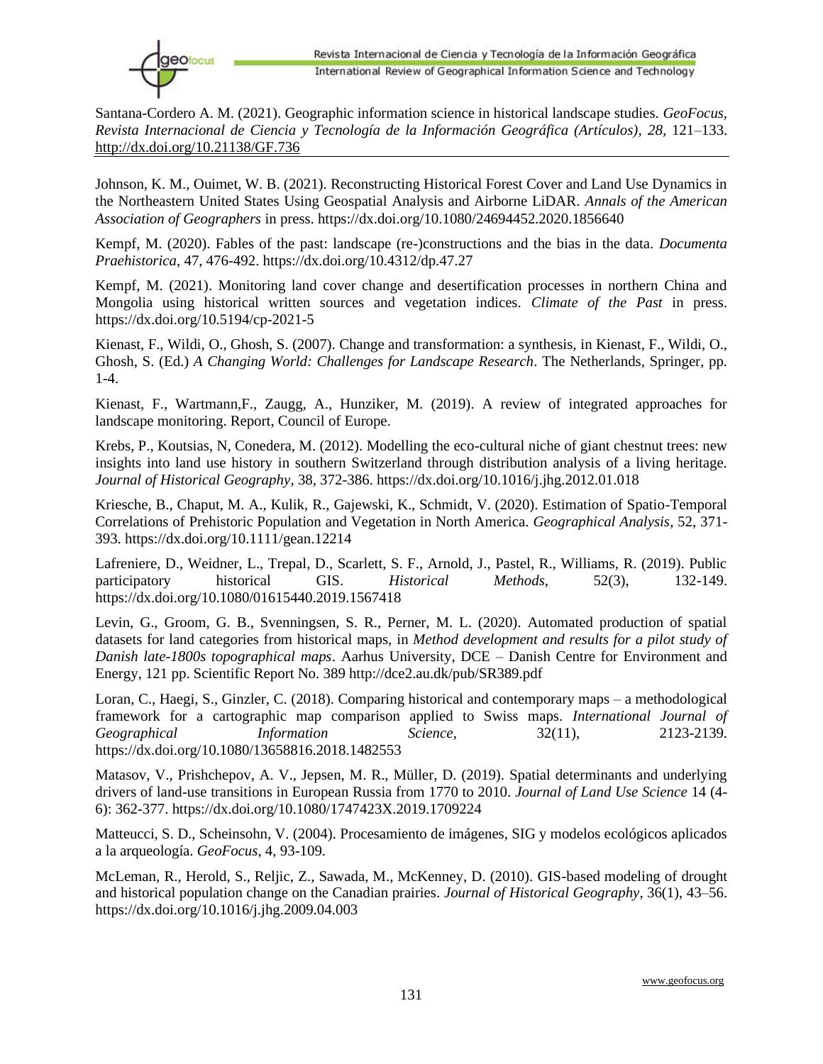Johnson, K. M., Ouimet, W. B. (2021). Reconstructing Historical Forest Cover and Land Use Dynamics in the Northeastern United States Using Geospatial Analysis and Airborne LiDAR. *Annals of the American Association of Geographers* in press. https://dx.doi.org/10.1080/24694452.2020.1856640

Kempf, M. (2020). Fables of the past: landscape (re-)constructions and the bias in the data. *Documenta Praehistorica*, 47, 476-492. https://dx.doi.org/10.4312/dp.47.27

Kempf, M. (2021). Monitoring land cover change and desertification processes in northern China and Mongolia using historical written sources and vegetation indices. *Climate of the Past* in press. https://dx.doi.org/10.5194/cp-2021-5

Kienast, F., Wildi, O., Ghosh, S. (2007). Change and transformation: a synthesis, in Kienast, F., Wildi, O., Ghosh, S. (Ed.) *A Changing World: Challenges for Landscape Research*. The Netherlands, Springer, pp. 1-4.

Kienast, F., Wartmann,F., Zaugg, A., Hunziker, M. (2019). A review of integrated approaches for landscape monitoring. Report, Council of Europe.

Krebs, P., Koutsias, N, Conedera, M. (2012). Modelling the eco-cultural niche of giant chestnut trees: new insights into land use history in southern Switzerland through distribution analysis of a living heritage. *Journal of Historical Geography*, 38, 372-386. https://dx.doi.org/10.1016/j.jhg.2012.01.018

Kriesche, B., Chaput, M. A., Kulik, R., Gajewski, K., Schmidt, V. (2020). Estimation of Spatio-Temporal Correlations of Prehistoric Population and Vegetation in North America. *Geographical Analysis*, 52, 371-393. https://dx.doi.org/10.1111/gean.12214

Lafreniere, D., Weidner, L., Trepal, D., Scarlett, S. F., Arnold, J., Pastel, R., Williams, R. (2019). Public participatory historical GIS. *Historical Methods*, 52(3), 132-149. https://dx.doi.org/10.1080/01615440.2019.1567418

Levin, G., Groom, G. B., Svenningsen, S. R., Perner, M. L. (2020). Automated production of spatial datasets for land categories from historical maps, in *Method development and results for a pilot study of Danish late-1800s topographical maps*. Aarhus University, DCE – Danish Centre for Environment and Energy, 121 pp. Scientific Report No. 389 http://dce2.au.dk/pub/SR389.pdf

Loran, C., Haegi, S., Ginzler, C. (2018). Comparing historical and contemporary maps – a methodological framework for a cartographic map comparison applied to Swiss maps. *International Journal of Geographical Information Science*, 32(11), 2123-2139. https://dx.doi.org/10.1080/13658816.2018.1482553

Matasov, V., Prishchepov, A. V., Jepsen, M. R., Müller, D. (2019). Spatial determinants and underlying drivers of land-use transitions in European Russia from 1770 to 2010. *Journal of Land Use Science* 14 (4-6): 362-377. https://dx.doi.org/10.1080/1747423X.2019.1709224

Matteucci, S. D., Scheinsohn, V. (2004). Procesamiento de imágenes, SIG y modelos ecológicos aplicados a la arqueología. *GeoFocus*, 4, 93-109.

McLeman, R., Herold, S., Reljic, Z., Sawada, M., McKenney, D. (2010). GIS-based modeling of drought and historical population change on the Canadian prairies. *Journal of Historical Geography*, 36(1), 43–56. https://dx.doi.org/10.1016/j.jhg.2009.04.003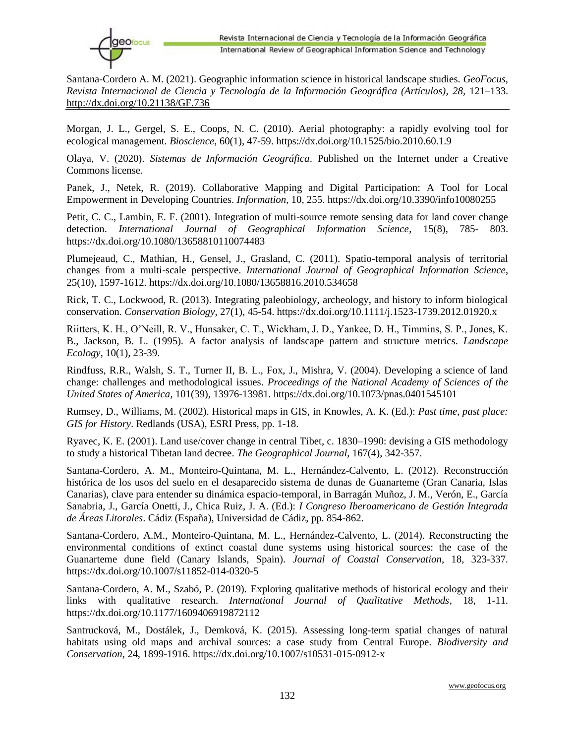Morgan, J. L., Gergel, S. E., Coops, N. C. (2010). Aerial photography: a rapidly evolving tool for ecological management. *Bioscience*, 60(1), 47-59. https://dx.doi.org/10.1525/bio.2010.60.1.9

Olaya, V. (2020). *Sistemas de Información Geográfica*. Published on the Internet under a Creative Commons license.

Panek, J., Netek, R. (2019). Collaborative Mapping and Digital Participation: A Tool for Local Empowerment in Developing Countries. *Information*, 10, 255. https://dx.doi.org/10.3390/info10080255

Petit, C. C., Lambin, E. F. (2001). Integration of multi-source remote sensing data for land cover change detection. *International Journal of Geographical Information Science*, 15(8), 785- 803. https://dx.doi.org/10.1080/13658810110074483

Plumejeaud, C., Mathian, H., Gensel, J., Grasland, C. (2011). Spatio-temporal analysis of territorial changes from a multi-scale perspective. *International Journal of Geographical Information Science*, 25(10), 1597-1612. https://dx.doi.org/10.1080/13658816.2010.534658

Rick, T. C., Lockwood, R. (2013). Integrating paleobiology, archeology, and history to inform biological conservation. *Conservation Biology*, 27(1), 45-54. https://dx.doi.org/10.1111/j.1523-1739.2012.01920.x

Riitters, K. H., O'Neill, R. V., Hunsaker, C. T., Wickham, J. D., Yankee, D. H., Timmins, S. P., Jones, K. B., Jackson, B. L. (1995). A factor analysis of landscape pattern and structure metrics. *Landscape Ecology*, 10(1), 23-39.

Rindfuss, R.R., Walsh, S. T., Turner II, B. L., Fox, J., Mishra, V. (2004). Developing a science of land change: challenges and methodological issues. *Proceedings of the National Academy of Sciences of the United States of America*, 101(39), 13976-13981. https://dx.doi.org/10.1073/pnas.0401545101

Rumsey, D., Williams, M. (2002). Historical maps in GIS, in Knowles, A. K. (Ed.): *Past time, past place: GIS for History*. Redlands (USA), ESRI Press, pp. 1-18.

Ryavec, K. E. (2001). Land use/cover change in central Tibet, c. 1830–1990: devising a GIS methodology to study a historical Tibetan land decree. *The Geographical Journal*, 167(4), 342-357.

Santana-Cordero, A. M., Monteiro-Quintana, M. L., Hernández-Calvento, L. (2012). Reconstrucción histórica de los usos del suelo en el desaparecido sistema de dunas de Guanarteme (Gran Canaria, Islas Canarias), clave para entender su dinámica espacio-temporal, in Barragán Muñoz, J. M., Verón, E., García Sanabria, J., García Onetti, J., Chica Ruiz, J. A. (Ed.): *I Congreso Iberoamericano de Gestión Integrada de Áreas Litorales*. Cádiz (España), Universidad de Cádiz, pp. 854-862.

Santana-Cordero, A.M., Monteiro-Quintana, M. L., Hernández-Calvento, L. (2014). Reconstructing the environmental conditions of extinct coastal dune systems using historical sources: the case of the Guanarteme dune field (Canary Islands, Spain). *Journal of Coastal Conservation*, 18, 323-337. https://dx.doi.org/10.1007/s11852-014-0320-5

Santana-Cordero, A. M., Szabó, P. (2019). Exploring qualitative methods of historical ecology and their links with qualitative research. *International Journal of Qualitative Methods*, 18, 1-11. https://dx.doi.org/10.1177/1609406919872112

Santrucková, M., Dostálek, J., Demková, K. (2015). Assessing long-term spatial changes of natural habitats using old maps and archival sources: a case study from Central Europe. *Biodiversity and Conservation*, 24, 1899-1916. https://dx.doi.org/10.1007/s10531-015-0912-x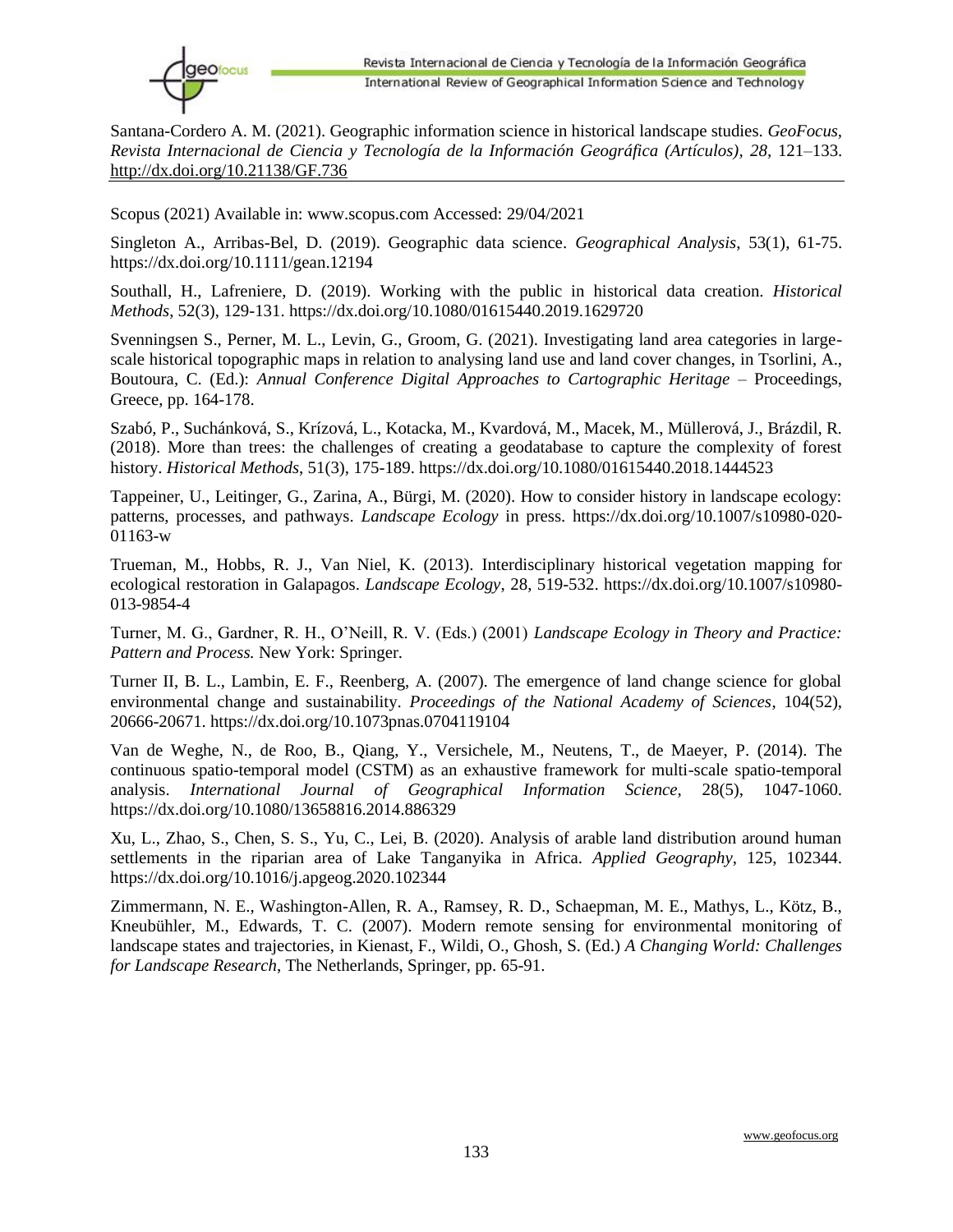Scopus (2021) Available in: www.scopus.com Accessed: 29/04/2021

Singleton A., Arribas-Bel, D. (2019). Geographic data science. *Geographical Analysis*, 53(1), 61-75. https://dx.doi.org/10.1111/gean.12194

Southall, H., Lafreniere, D. (2019). Working with the public in historical data creation. *Historical Methods*, 52(3), 129-131. https://dx.doi.org/10.1080/01615440.2019.1629720

Svenningsen S., Perner, M. L., Levin, G., Groom, G. (2021). Investigating land area categories in large-scale historical topographic maps in relation to analysing land use and land cover changes, in Tsorlini, A., Boutoura, C. (Ed.): *Annual Conference Digital Approaches to Cartographic Heritage* – Proceedings, Greece, pp. 164-178.

Szabó, P., Suchánková, S., Krízová, L., Kotacka, M., Kvardová, M., Macek, M., Müllerová, J., Brázdil, R. (2018). More than trees: the challenges of creating a geodatabase to capture the complexity of forest history. *Historical Methods*, 51(3), 175-189. https://dx.doi.org/10.1080/01615440.2018.1444523

Tappeiner, U., Leitinger, G., Zarina, A., Bürgi, M. (2020). How to consider history in landscape ecology: patterns, processes, and pathways. *Landscape Ecology* in press. https://dx.doi.org/10.1007/s10980-020-01163-w

Trueman, M., Hobbs, R. J., Van Niel, K. (2013). Interdisciplinary historical vegetation mapping for ecological restoration in Galapagos. *Landscape Ecology*, 28, 519-532. https://dx.doi.org/10.1007/s10980-013-9854-4

Turner, M. G., Gardner, R. H., O'Neill, R. V. (Eds.) (2001) *Landscape Ecology in Theory and Practice: Pattern and Process.* New York: Springer.

Turner II, B. L., Lambin, E. F., Reenberg, A. (2007). The emergence of land change science for global environmental change and sustainability. *Proceedings of the National Academy of Sciences*, 104(52), 20666-20671. https://dx.doi.org/10.1073pnas.0704119104

Van de Weghe, N., de Roo, B., Qiang, Y., Versichele, M., Neutens, T., de Maeyer, P. (2014). The continuous spatio-temporal model (CSTM) as an exhaustive framework for multi-scale spatio-temporal analysis. *International Journal of Geographical Information Science*, 28(5), 1047-1060. https://dx.doi.org/10.1080/13658816.2014.886329

Xu, L., Zhao, S., Chen, S. S., Yu, C., Lei, B. (2020). Analysis of arable land distribution around human settlements in the riparian area of Lake Tanganyika in Africa. *Applied Geography*, 125, 102344. https://dx.doi.org/10.1016/j.apgeog.2020.102344

Zimmermann, N. E., Washington-Allen, R. A., Ramsey, R. D., Schaepman, M. E., Mathys, L., Kötz, B., Kneubühler, M., Edwards, T. C. (2007). Modern remote sensing for environmental monitoring of landscape states and trajectories, in Kienast, F., Wildi, O., Ghosh, S. (Ed.) *A Changing World: Challenges for Landscape Research*, The Netherlands, Springer, pp. 65-91.